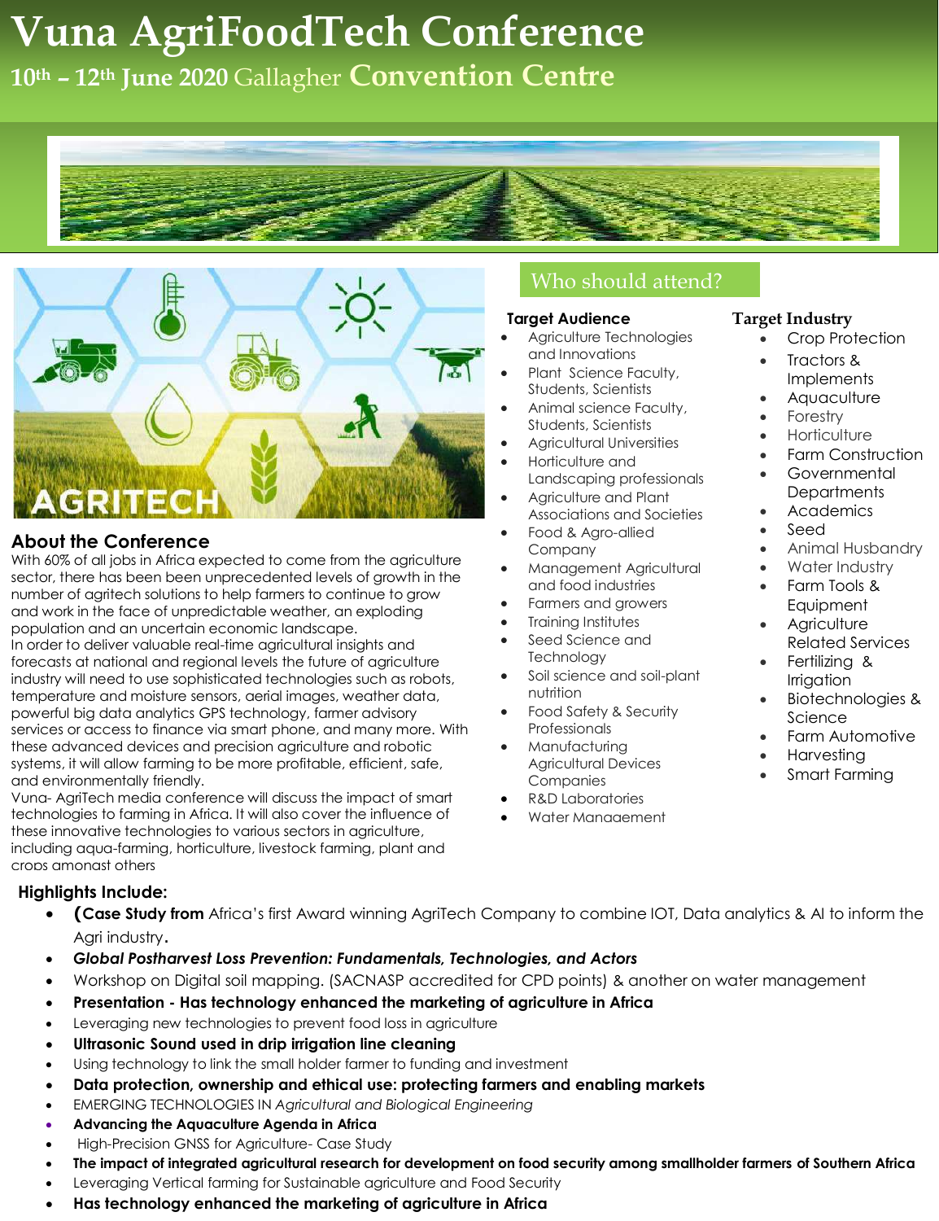# Vuna AgriFoodTech Conference

## 10th – 12th June 2020 Gallagher Convention Centre

## About the Conference

With 60% of all jobs in Africa expected to come from the agriculture sector, there has been unprecedented levels of growth in the number of agritech solutions to help farmers to continue to grow and work in the face of unpredictable weather, an exploding population and an uncertain economic landscape.
In order to deliver valuable real-time agricultural insights and forecasts at national and regional levels the future of agriculture industry will need to use sophisticated technologies such as robots, temperature and moisture sensors, aerial images, weather data, powerful big data analytics GPS technology, farmer advisory services or access to finance via smart phone, and many more. With these advanced devices and precision agriculture and robotic systems, it will allow farming to be more profitable, efficient, safe, and environmentally friendly.
Vuna- AgriTech media conference will discuss the impact of smart technologies to farming in Africa. It will also cover the influence of these innovative technologies to various sectors in agriculture, including aqua-farming, horticulture, livestock farming, plant and crops amongst others

## Who should attend?

### Target Audience

- Agriculture Technologies and Innovations
- Plant Science Faculty, Students, Scientists
- Animal science Faculty, Students, Scientists
- Agricultural Universities
- Horticulture and Landscaping professionals
- Agriculture and Plant Associations and Societies
- Food & Agro-allied Company
- Management Agricultural and food industries
- Farmers and growers
- Training Institutes
- Seed Science and Technology
- Soil science and soil-plant nutrition
- Food Safety & Security Professionals
- Manufacturing Agricultural Devices Companies
- R&D Laboratories
- Water Management

### Target Industry

- Crop Protection
- Tractors & Implements
- Aquaculture
- Forestry
- Horticulture
- Farm Construction
- Governmental Departments
- Academics
- Seed
- Animal Husbandry
- Water Industry
- Farm Tools & Equipment
- Agriculture Related Services
- Fertilizing & Irrigation
- Biotechnologies & Science
- Farm Automotive
- Harvesting
- Smart Farming

## Highlights Include:

- **(Case Study from** Africa's first Award winning AgriTech Company to combine IOT, Data analytics & AI to inform the Agri industry**.**
- ***Global Postharvest Loss Prevention: Fundamentals, Technologies, and Actors***
- Workshop on Digital soil mapping. (SACNASP accredited for CPD points) & another on water management
- **Presentation - Has technology enhanced the marketing of agriculture in Africa**
- Leveraging new technologies to prevent food loss in agriculture
- **Ultrasonic Sound used in drip irrigation line cleaning**
- Using technology to link the small holder farmer to funding and investment
- **Data protection, ownership and ethical use: protecting farmers and enabling markets**
- EMERGING TECHNOLOGIES IN *Agricultural and Biological Engineering*
- **Advancing the Aquaculture Agenda in Africa**
- High-Precision GNSS for Agriculture- Case Study
- **The impact of integrated agricultural research for development on food security among smallholder farmers of Southern Africa**
- Leveraging Vertical farming for Sustainable agriculture and Food Security
- **Has technology enhanced the marketing of agriculture in Africa**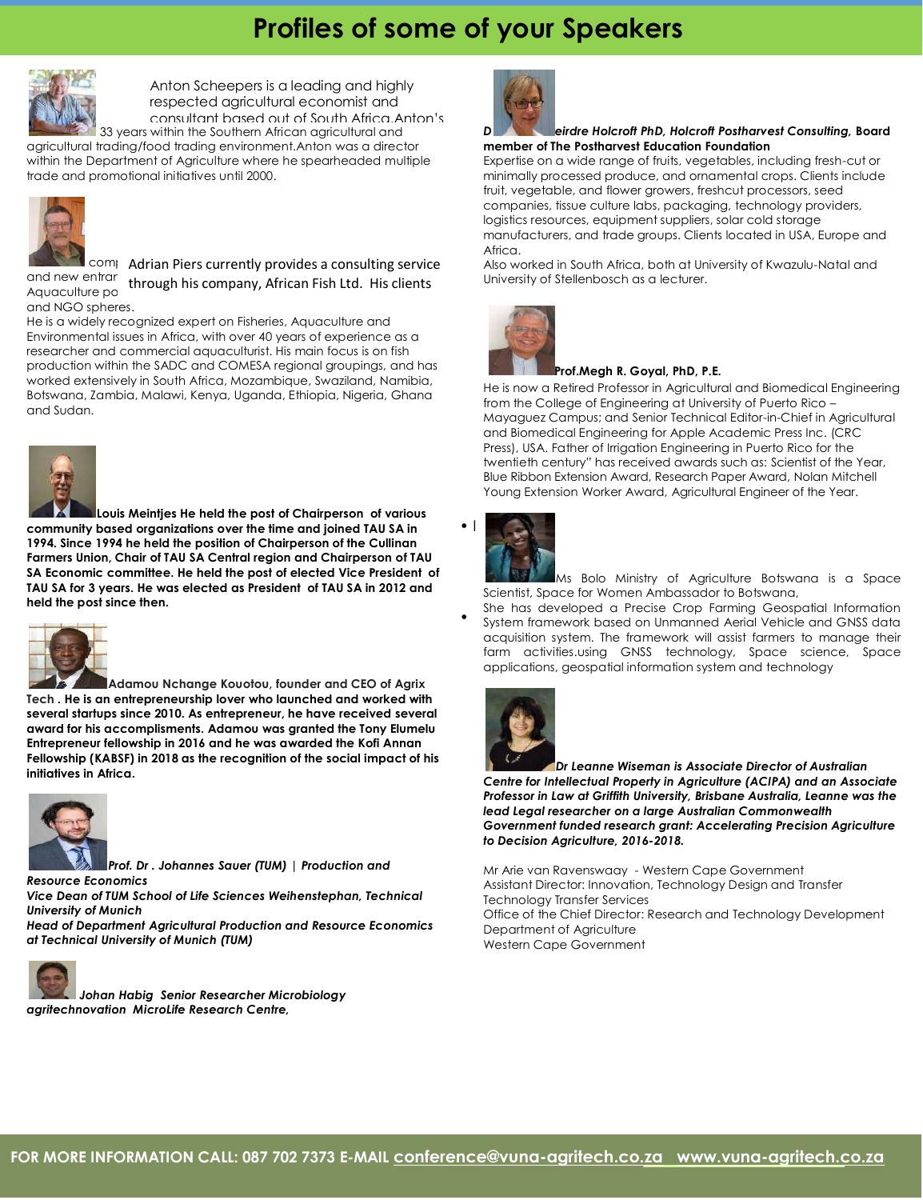# Profiles of some of your Speakers

Anton Scheepers is a leading and highly respected agricultural economist and consultant based out of South Africa.Anton's 33 years within the Southern African agricultural and agricultural trading/food trading environment.Anton was a director within the Department of Agriculture where he spearheaded multiple trade and promotional initiatives until 2000.

Adrian Piers currently provides a consulting service through his company, African Fish Ltd. His clients comp and new entrar Aquaculture po and NGO spheres.

He is a widely recognized expert on Fisheries, Aquaculture and Environmental issues in Africa, with over 40 years of experience as a researcher and commercial aquaculturist. His main focus is on fish production within the SADC and COMESA regional groupings, and has worked extensively in South Africa, Mozambique, Swaziland, Namibia, Botswana, Zambia, Malawi, Kenya, Uganda, Ethiopia, Nigeria, Ghana and Sudan.

**Louis Meintjes He held the post of Chairperson of various community based organizations over the time and joined TAU SA in 1994. Since 1994 he held the position of Chairperson of the Cullinan Farmers Union, Chair of TAU SA Central region and Chairperson of TAU SA Economic committee. He held the post of elected Vice President of TAU SA for 3 years. He was elected as President of TAU SA in 2012 and held the post since then.**

**Adamou Nchange Kouotou, founder and CEO of Agrix Tech . He is an entrepreneurship lover who launched and worked with several startups since 2010. As entrepreneur, he have received several award for his accomplisments. Adamou was granted the Tony Elumelu Entrepreneur fellowship in 2016 and he was awarded the Kofi Annan Fellowship (KABSF) in 2018 as the recognition of the social impact of his initiatives in Africa.**

***Prof. Dr . Johannes Sauer (TUM) | Production and Resource Economics***
***Vice Dean of TUM School of Life Sciences Weihenstephan, Technical University of Munich***
***Head of Department Agricultural Production and Resource Economics at Technical University of Munich (TUM)***

***Johan Habig Senior Researcher Microbiology agritechnovation MicroLife Research Centre,***

***Deirdre Holcroft PhD, Holcroft Postharvest Consulting,* Board member of The Postharvest Education Foundation**

Expertise on a wide range of fruits, vegetables, including fresh-cut or minimally processed produce, and ornamental crops. Clients include fruit, vegetable, and flower growers, freshcut processors, seed companies, tissue culture labs, packaging, technology providers, logistics resources, equipment suppliers, solar cold storage manufacturers, and trade groups. Clients located in USA, Europe and Africa.

Also worked in South Africa, both at University of Kwazulu-Natal and University of Stellenbosch as a lecturer.

**Prof.Megh R. Goyal, PhD, P.E.**

He is now a Retired Professor in Agricultural and Biomedical Engineering from the College of Engineering at University of Puerto Rico – Mayaguez Campus; and Senior Technical Editor-in-Chief in Agricultural and Biomedical Engineering for Apple Academic Press Inc. (CRC Press), USA. Father of Irrigation Engineering in Puerto Rico for the twentieth century" has received awards such as: Scientist of the Year, Blue Ribbon Extension Award, Research Paper Award, Nolan Mitchell Young Extension Worker Award, Agricultural Engineer of the Year.

Ms Bolo Ministry of Agriculture Botswana is a Space Scientist, Space for Women Ambassador to Botswana,

She has developed a Precise Crop Farming Geospatial Information System framework based on Unmanned Aerial Vehicle and GNSS data acquisition system. The framework will assist farmers to manage their farm activities.using GNSS technology, Space science, Space applications, geospatial information system and technology

***Dr Leanne Wiseman is Associate Director of Australian Centre for Intellectual Property in Agriculture (ACIPA) and an Associate Professor in Law at Griffith University, Brisbane Australia, Leanne was the lead Legal researcher on a large Australian Commonwealth Government funded research grant: Accelerating Precision Agriculture to Decision Agriculture, 2016-2018.***

Mr Arie van Ravenswaay - Western Cape Government
Assistant Director: Innovation, Technology Design and Transfer
Technology Transfer Services
Office of the Chief Director: Research and Technology Development
Department of Agriculture
Western Cape Government

**FOR MORE INFORMATION CALL: 087 702 7373 E-MAIL conference@vuna-agritech.co.za www.vuna-agritech.co.za**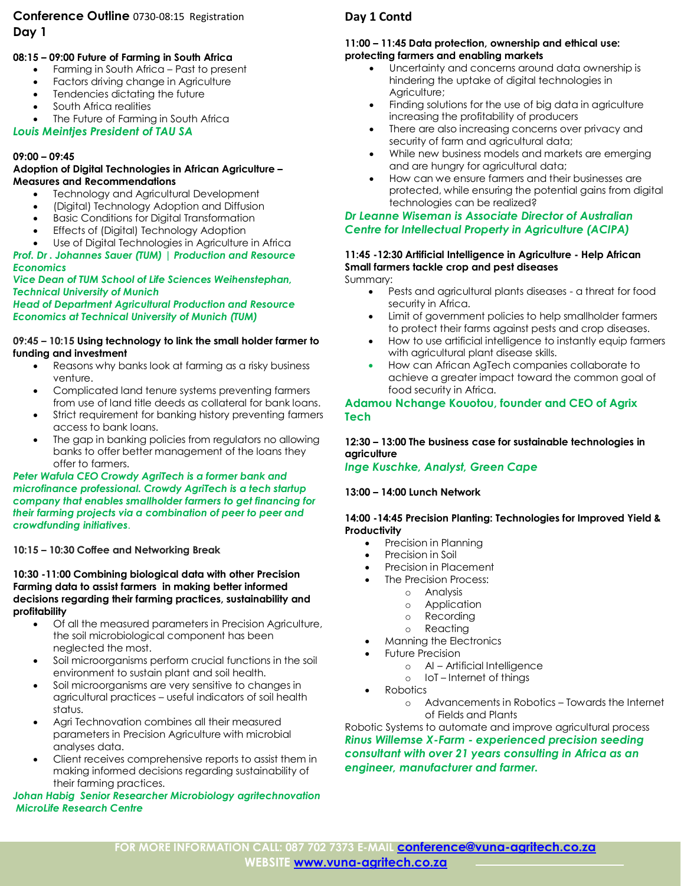## Conference Outline 0730-08:15 Registration

## Day 1

**08:15 – 09:00 Future of Farming in South Africa**

- Farming in South Africa – Past to present
- Factors driving change in Agriculture
- Tendencies dictating the future
- South Africa realities
- The Future of Farming in South Africa

***Louis Meintjes President of TAU SA***

**09:00 – 09:45**
**Adoption of Digital Technologies in African Agriculture – Measures and Recommendations**

- Technology and Agricultural Development
- (Digital) Technology Adoption and Diffusion
- Basic Conditions for Digital Transformation
- Effects of (Digital) Technology Adoption
- Use of Digital Technologies in Agriculture in Africa

***Prof. Dr . Johannes Sauer (TUM) | Production and Resource Economics***
***Vice Dean of TUM School of Life Sciences Weihenstephan, Technical University of Munich***
***Head of Department Agricultural Production and Resource Economics at Technical University of Munich (TUM)***

**09:45 – 10:15 Using technology to link the small holder farmer to funding and investment**

- Reasons why banks look at farming as a risky business venture.
- Complicated land tenure systems preventing farmers from use of land title deeds as collateral for bank loans.
- Strict requirement for banking history preventing farmers access to bank loans.
- The gap in banking policies from regulators no allowing banks to offer better management of the loans they offer to farmers.

***Peter Wafula CEO Crowdy AgriTech is a former bank and microfinance professional. Crowdy AgriTech is a tech startup company that enables smallholder farmers to get financing for their farming projects via a combination of peer to peer and crowdfunding initiatives.***

**10:15 – 10:30 Coffee and Networking Break**

**10:30 -11:00 Combining biological data with other Precision Farming data to assist farmers in making better informed decisions regarding their farming practices, sustainability and profitability**

- Of all the measured parameters in Precision Agriculture, the soil microbiological component has been neglected the most.
- Soil microorganisms perform crucial functions in the soil environment to sustain plant and soil health.
- Soil microorganisms are very sensitive to changes in agricultural practices – useful indicators of soil health status.
- Agri Technovation combines all their measured parameters in Precision Agriculture with microbial analyses data.
- Client receives comprehensive reports to assist them in making informed decisions regarding sustainability of their farming practices.

***Johan Habig Senior Researcher Microbiology agritechnovation MicroLife Research Centre***

## Day 1 Contd

**11:00 – 11:45 Data protection, ownership and ethical use: protecting farmers and enabling markets**

- Uncertainty and concerns around data ownership is hindering the uptake of digital technologies in Agriculture;
- Finding solutions for the use of big data in agriculture increasing the profitability of producers
- There are also increasing concerns over privacy and security of farm and agricultural data;
- While new business models and markets are emerging and are hungry for agricultural data;
- How can we ensure farmers and their businesses are protected, while ensuring the potential gains from digital technologies can be realized?

***Dr Leanne Wiseman is Associate Director of Australian Centre for Intellectual Property in Agriculture (ACIPA)***

**11:45 -12:30 Artificial Intelligence in Agriculture - Help African Small farmers tackle crop and pest diseases**

Summary:

- Pests and agricultural plants diseases - a threat for food security in Africa.
- Limit of government policies to help smallholder farmers to protect their farms against pests and crop diseases.
- How to use artificial intelligence to instantly equip farmers with agricultural plant disease skills.
- How can African AgTech companies collaborate to achieve a greater impact toward the common goal of food security in Africa.

**Adamou Nchange Kouotou, founder and CEO of Agrix Tech**

**12:30 – 13:00 The business case for sustainable technologies in agriculture**

***Inge Kuschke, Analyst, Green Cape***

**13:00 – 14:00 Lunch Network**

**14:00 -14:45 Precision Planting: Technologies for Improved Yield & Productivity**

- Precision in Planning
- Precision in Soil
- Precision in Placement
- The Precision Process:
  - Analysis
  - Application
  - Recording
  - Reacting
- Manning the Electronics
- Future Precision
  - AI – Artificial Intelligence
  - IoT – Internet of things
- Robotics
  - Advancements in Robotics – Towards the Internet of Fields and Plants

Robotic Systems to automate and improve agricultural process

***Rinus Willemse X-Farm - experienced precision seeding consultant with over 21 years consulting in Africa as an engineer, manufacturer and farmer.***

**FOR MORE INFORMATION CALL: 087 702 7373 E-MAIL conference@vuna-agritech.co.za**
**WEBSITE www.vuna-agritech.co.za**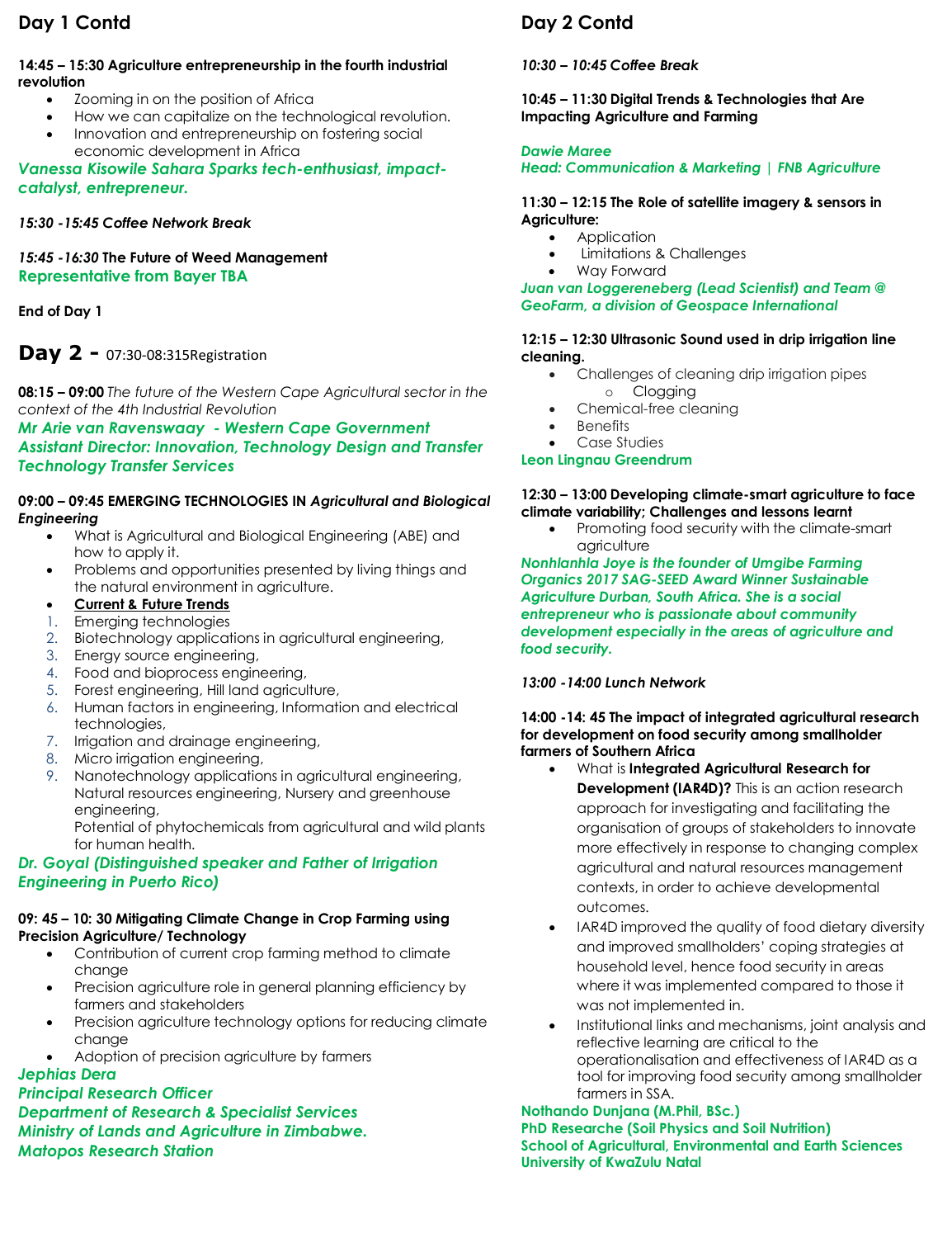## Day 1 Contd

**14:45 – 15:30 Agriculture entrepreneurship in the fourth industrial revolution**

- Zooming in on the position of Africa
- How we can capitalize on the technological revolution.
- Innovation and entrepreneurship on fostering social economic development in Africa

***Vanessa Kisowile Sahara Sparks tech-enthusiast, impact-catalyst, entrepreneur.***

***15:30 -15:45 Coffee Network Break***

*15:45 -16:30* **The Future of Weed Management**
**Representative from Bayer TBA**

**End of Day 1**

## Day 2 - 07:30-08:315Registration

**08:15 – 09:00** *The future of the Western Cape Agricultural sector in the context of the 4th Industrial Revolution*
***Mr Arie van Ravenswaay - Western Cape Government Assistant Director: Innovation, Technology Design and Transfer Technology Transfer Services***

**09:00 – 09:45 EMERGING TECHNOLOGIES IN *Agricultural and Biological Engineering***

- What is Agricultural and Biological Engineering (ABE) and how to apply it.
- Problems and opportunities presented by living things and the natural environment in agriculture.
- **Current & Future Trends**

1. Emerging technologies
2. Biotechnology applications in agricultural engineering,
3. Energy source engineering,
4. Food and bioprocess engineering,
5. Forest engineering, Hill land agriculture,
6. Human factors in engineering, Information and electrical technologies,
7. Irrigation and drainage engineering,
8. Micro irrigation engineering,
9. Nanotechnology applications in agricultural engineering, Natural resources engineering, Nursery and greenhouse engineering,
   Potential of phytochemicals from agricultural and wild plants for human health.

***Dr. Goyal (Distinguished speaker and Father of Irrigation Engineering in Puerto Rico)***

**09: 45 – 10: 30 Mitigating Climate Change in Crop Farming using Precision Agriculture/ Technology**

- Contribution of current crop farming method to climate change
- Precision agriculture role in general planning efficiency by farmers and stakeholders
- Precision agriculture technology options for reducing climate change
- Adoption of precision agriculture by farmers

***Jephias Dera***
***Principal Research Officer***
***Department of Research & Specialist Services***
***Ministry of Lands and Agriculture in Zimbabwe.***
***Matopos Research Station***

## Day 2 Contd

***10:30 – 10:45 Coffee Break***

**10:45 – 11:30 Digital Trends & Technologies that Are Impacting Agriculture and Farming**

***Dawie Maree***
***Head: Communication & Marketing | FNB Agriculture***

**11:30 – 12:15 The Role of satellite imagery & sensors in Agriculture:**

- Application
- Limitations & Challenges
- Way Forward

***Juan van Loggereneberg (Lead Scientist) and Team @ GeoFarm, a division of Geospace International***

**12:15 – 12:30 Ultrasonic Sound used in drip irrigation line cleaning.**

- Challenges of cleaning drip irrigation pipes
  - Clogging
- Chemical-free cleaning
- Benefits
- Case Studies

**Leon Lingnau Greendrum**

**12:30 – 13:00 Developing climate-smart agriculture to face climate variability; Challenges and lessons learnt**

- Promoting food security with the climate-smart agriculture

***Nonhlanhla Joye is the founder of Umgibe Farming Organics 2017 SAG-SEED Award Winner Sustainable Agriculture Durban, South Africa. She is a social entrepreneur who is passionate about community development especially in the areas of agriculture and food security.***

***13:00 -14:00 Lunch Network***

**14:00 -14: 45 The impact of integrated agricultural research for development on food security among smallholder farmers of Southern Africa**

- What is **Integrated Agricultural Research for Development (IAR4D)?** This is an action research approach for investigating and facilitating the organisation of groups of stakeholders to innovate more effectively in response to changing complex agricultural and natural resources management contexts, in order to achieve developmental outcomes.
- IAR4D improved the quality of food dietary diversity and improved smallholders' coping strategies at household level, hence food security in areas where it was implemented compared to those it was not implemented in.
- Institutional links and mechanisms, joint analysis and reflective learning are critical to the operationalisation and effectiveness of IAR4D as a tool for improving food security among smallholder farmers in SSA.

**Nothando Dunjana (M.Phil, BSc.)**
**PhD Researche (Soil Physics and Soil Nutrition)**
**School of Agricultural, Environmental and Earth Sciences**
**University of KwaZulu Natal**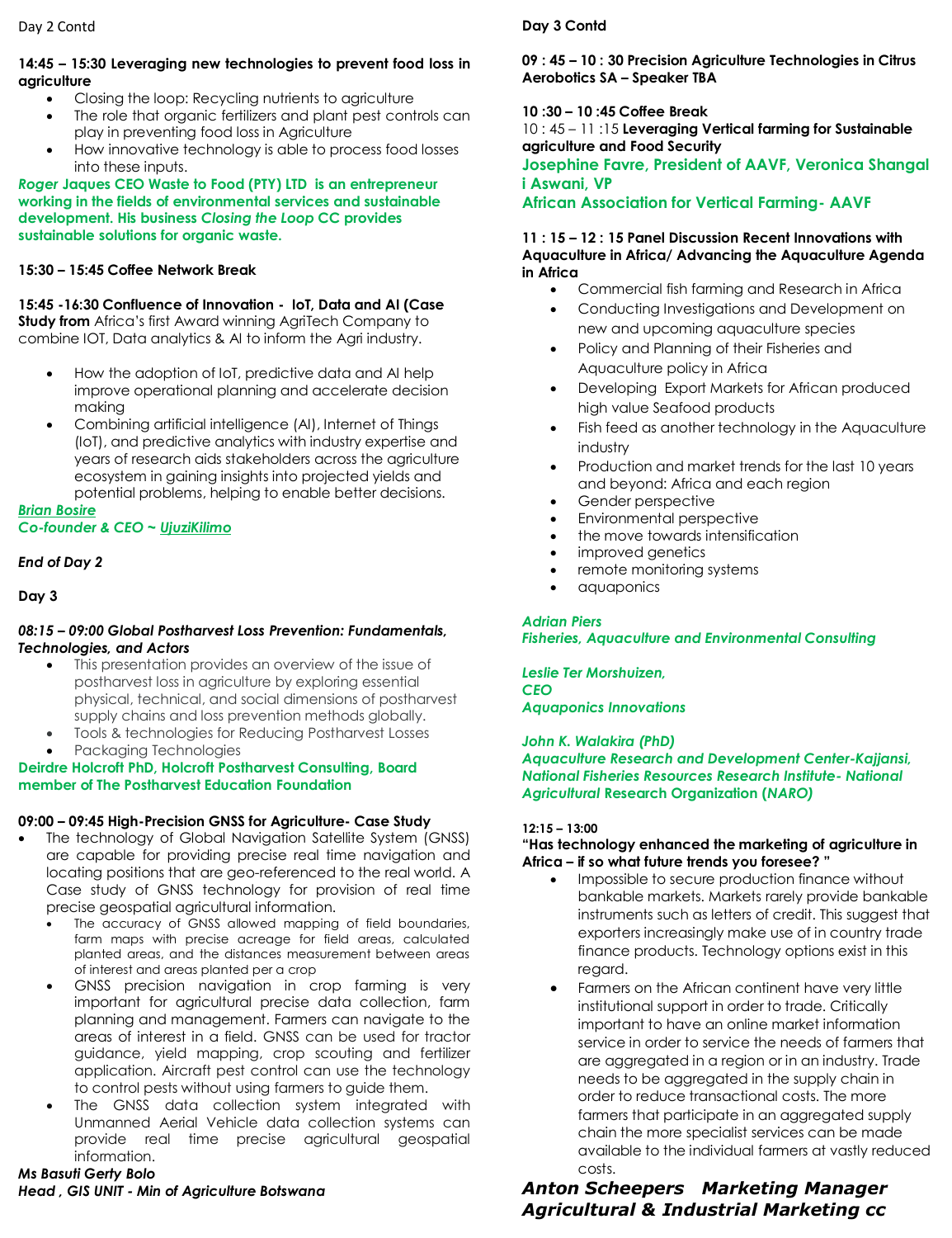Day 2 Contd

**14:45 – 15:30 Leveraging new technologies to prevent food loss in agriculture**

- Closing the loop: Recycling nutrients to agriculture
- The role that organic fertilizers and plant pest controls can play in preventing food loss in Agriculture
- How innovative technology is able to process food losses into these inputs.

***Roger Jaques* CEO Waste to Food (PTY) LTD is an entrepreneur working in the fields of environmental services and sustainable development. His business *Closing the Loop* CC provides sustainable solutions for organic waste.**

**15:30 – 15:45 Coffee Network Break**

**15:45 -16:30 Confluence of Innovation - IoT, Data and AI (Case Study from** Africa's first Award winning AgriTech Company to combine IOT, Data analytics & AI to inform the Agri industry.

- How the adoption of IoT, predictive data and AI help improve operational planning and accelerate decision making
- Combining artificial intelligence (AI), Internet of Things (IoT), and predictive analytics with industry expertise and years of research aids stakeholders across the agriculture ecosystem in gaining insights into projected yields and potential problems, helping to enable better decisions.

***Brian Bosire***
***Co-founder & CEO ~ UjuziKilimo***

*End of Day 2*

**Day 3**

***08:15 – 09:00 Global Postharvest Loss Prevention: Fundamentals, Technologies, and Actors***

- This presentation provides an overview of the issue of postharvest loss in agriculture by exploring essential physical, technical, and social dimensions of postharvest supply chains and loss prevention methods globally.
- Tools & technologies for Reducing Postharvest Losses
- Packaging Technologies

**Deirdre Holcroft PhD, Holcroft Postharvest Consulting, Board member of The Postharvest Education Foundation**

**09:00 – 09:45 High-Precision GNSS for Agriculture- Case Study**

- The technology of Global Navigation Satellite System (GNSS) are capable for providing precise real time navigation and locating positions that are geo-referenced to the real world. A Case study of GNSS technology for provision of real time precise geospatial agricultural information.
  - The accuracy of GNSS allowed mapping of field boundaries, farm maps with precise acreage for field areas, calculated planted areas, and the distances measurement between areas of interest and areas planted per a crop
- GNSS precision navigation in crop farming is very important for agricultural precise data collection, farm planning and management. Farmers can navigate to the areas of interest in a field. GNSS can be used for tractor guidance, yield mapping, crop scouting and fertilizer application. Aircraft pest control can use the technology to control pests without using farmers to guide them.
- The GNSS data collection system integrated with Unmanned Aerial Vehicle data collection systems can provide real time precise agricultural geospatial information.

***Ms Basuti Gerty Bolo***
***Head , GIS UNIT - Min of Agriculture Botswana***

**Day 3 Contd**

**09 : 45 – 10 : 30 Precision Agriculture Technologies in Citrus Aerobotics SA – Speaker TBA**

**10 :30 – 10 :45 Coffee Break**
10 : 45 – 11 :15 **Leveraging Vertical farming for Sustainable agriculture and Food Security**
**Josephine Favre, President of AAVF, Veronica Shangal i Aswani, VP**
**African Association for Vertical Farming- AAVF**

**11 : 15 – 12 : 15 Panel Discussion Recent Innovations with Aquaculture in Africa/ Advancing the Aquaculture Agenda in Africa**

- Commercial fish farming and Research in Africa
- Conducting Investigations and Development on new and upcoming aquaculture species
- Policy and Planning of their Fisheries and Aquaculture policy in Africa
- Developing Export Markets for African produced high value Seafood products
- Fish feed as another technology in the Aquaculture industry
- Production and market trends for the last 10 years and beyond: Africa and each region
- Gender perspective
- Environmental perspective
- the move towards intensification
- improved genetics
- remote monitoring systems
- aquaponics

***Adrian Piers***
***Fisheries, Aquaculture and Environmental Consulting***

***Leslie Ter Morshuizen,***
***CEO***
***Aquaponics Innovations***

***John K. Walakira (PhD)***
***Aquaculture Research and Development Center-Kajjansi, National Fisheries Resources Research Institute- National Agricultural* Research Organization (*NARO*)**

**12:15 – 13:00**
**"Has technology enhanced the marketing of agriculture in Africa – if so what future trends you foresee? "**

- Impossible to secure production finance without bankable markets. Markets rarely provide bankable instruments such as letters of credit. This suggest that exporters increasingly make use of in country trade finance products. Technology options exist in this regard.
- Farmers on the African continent have very little institutional support in order to trade. Critically important to have an online market information service in order to service the needs of farmers that are aggregated in a region or in an industry. Trade needs to be aggregated in the supply chain in order to reduce transactional costs. The more farmers that participate in an aggregated supply chain the more specialist services can be made available to the individual farmers at vastly reduced costs.

***Anton Scheepers Marketing Manager Agricultural & Industrial Marketing cc***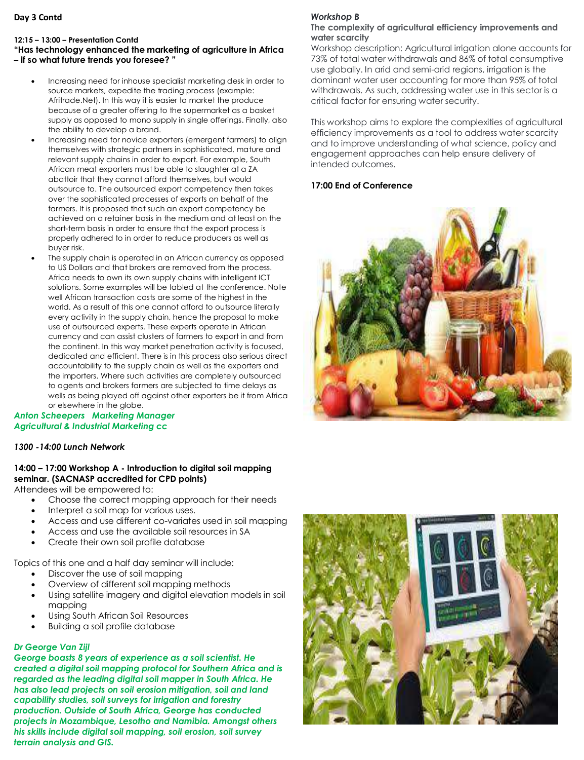**Day 3 Contd**

**12:15 – 13:00 – Presentation Contd**

**"Has technology enhanced the marketing of agriculture in Africa – if so what future trends you foresee? "**

- Increasing need for inhouse specialist marketing desk in order to source markets, expedite the trading process (example: Afritrade.Net). In this way it is easier to market the produce because of a greater offering to the supermarket as a basket supply as opposed to mono supply in single offerings. Finally, also the ability to develop a brand.
- Increasing need for novice exporters (emergent farmers) to align themselves with strategic partners in sophisticated, mature and relevant supply chains in order to export. For example, South African meat exporters must be able to slaughter at a ZA abattoir that they cannot afford themselves, but would outsource to. The outsourced export competency then takes over the sophisticated processes of exports on behalf of the farmers. It is proposed that such an export competency be achieved on a retainer basis in the medium and at least on the short-term basis in order to ensure that the export process is properly adhered to in order to reduce producers as well as buyer risk.
- The supply chain is operated in an African currency as opposed to US Dollars and that brokers are removed from the process. Africa needs to own its own supply chains with intelligent ICT solutions. Some examples will be tabled at the conference. Note well African transaction costs are some of the highest in the world. As a result of this one cannot afford to outsource literally every activity in the supply chain, hence the proposal to make use of outsourced experts. These experts operate in African currency and can assist clusters of farmers to export in and from the continent. In this way market penetration activity is focused, dedicated and efficient. There is in this process also serious direct accountability to the supply chain as well as the exporters and the importers. Where such activities are completely outsourced to agents and brokers farmers are subjected to time delays as wells as being played off against other exporters be it from Africa or elsewhere in the globe.

***Anton Scheepers Marketing Manager***
***Agricultural & Industrial Marketing cc***

*1300 -14:00 Lunch Network*

**14:00 – 17:00 Workshop A - Introduction to digital soil mapping seminar. (SACNASP accredited for CPD points)**

Attendees will be empowered to:

- Choose the correct mapping approach for their needs
- Interpret a soil map for various uses.
- Access and use different co-variates used in soil mapping
- Access and use the available soil resources in SA
- Create their own soil profile database

Topics of this one and a half day seminar will include:

- Discover the use of soil mapping
- Overview of different soil mapping methods
- Using satellite imagery and digital elevation models in soil mapping
- Using South African Soil Resources
- Building a soil profile database

***Dr George Van Zijl***

***George boasts 8 years of experience as a soil scientist. He created a digital soil mapping protocol for Southern Africa and is regarded as the leading digital soil mapper in South Africa. He has also lead projects on soil erosion mitigation, soil and land capability studies, soil surveys for irrigation and forestry production. Outside of South Africa, George has conducted projects in Mozambique, Lesotho and Namibia. Amongst others his skills include digital soil mapping, soil erosion, soil survey terrain analysis and GIS.***

***Workshop B***

**The complexity of agricultural efficiency improvements and water scarcity**

Workshop description: Agricultural irrigation alone accounts for 73% of total water withdrawals and 86% of total consumptive use globally. In arid and semi-arid regions, irrigation is the dominant water user accounting for more than 95% of total withdrawals. As such, addressing water use in this sector is a critical factor for ensuring water security.

This workshop aims to explore the complexities of agricultural efficiency improvements as a tool to address water scarcity and to improve understanding of what science, policy and engagement approaches can help ensure delivery of intended outcomes.

**17:00 End of Conference**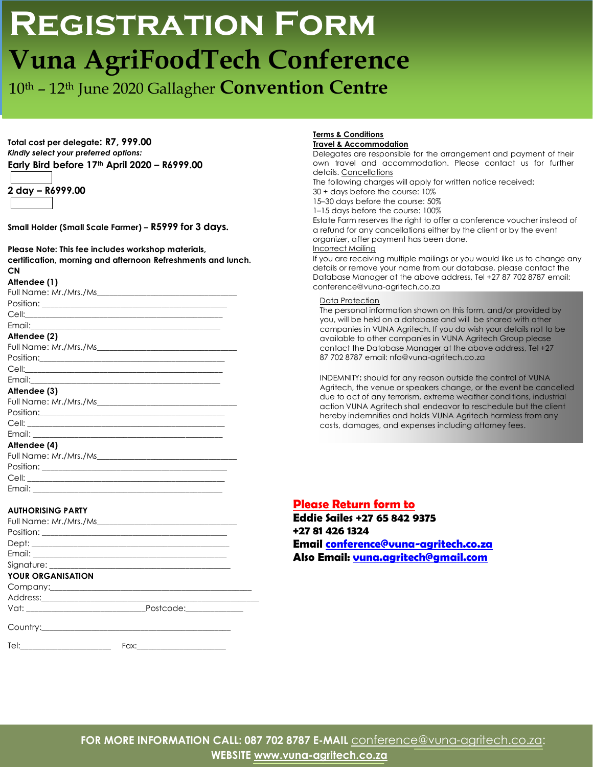# Registration Form

# Vuna AgriFoodTech Conference

10th – 12th June 2020 Gallagher **Convention Centre**

**Total cost per delegate: R7, 999.00**

***Kindly select your preferred options:***

**Early Bird before 17th April 2020 – R6999.00**

☐

**2 day – R6999.00**

☐

**Small Holder (Small Scale Farmer) – R5999 for 3 days.**

**Please Note: This fee includes workshop materials, certification, morning and afternoon Refreshments and lunch. CN**

**Attendee (1)**

Full Name: Mr./Mrs./Ms_______________________________

Position: _______________________________________

Cell:___________________________________________

Email:__________________________________________

**Attendee (2)**

Full Name: Mr./Mrs./Ms_______________________________

Position:_______________________________________

Cell:___________________________________________

Email:__________________________________________

**Attendee (3)**

Full Name: Mr./Mrs./Ms_______________________________

Position:_______________________________________

Cell: __________________________________________

Email: _________________________________________

**Attendee (4)**

Full Name: Mr./Mrs./Ms_______________________________

Position: _______________________________________

Cell: __________________________________________

Email: _________________________________________

**AUTHORISING PARTY**

Full Name: Mr./Mrs./Ms_______________________________

Position: _______________________________________

Dept: _________________________________________

Email: _________________________________________

Signature: ______________________________________

**YOUR ORGANISATION**

Company:_______________________________________

Address:_________________________________________

Vat: ___________________________Postcode:_____________

Country:_________________________________________

Tel:______________________ Fax:_____________________

**Terms & Conditions**

**Travel & Accommodation**

Delegates are responsible for the arrangement and payment of their own travel and accommodation. Please contact us for further details. Cancellations

The following charges will apply for written notice received:

30 + days before the course: 10%

15–30 days before the course: 50%

1–15 days before the course: 100%

Estate Farm reserves the right to offer a conference voucher instead of a refund for any cancellations either by the client or by the event organizer, after payment has been done.

Incorrect Mailing

If you are receiving multiple mailings or you would like us to change any details or remove your name from our database, please contact the Database Manager at the above address, Tel +27 87 702 8787 email: conference@vuna-agritech.co.za

Data Protection

The personal information shown on this form, and/or provided by you, will be held on a database and will be shared with other companies in VUNA Agritech. If you do wish your details not to be available to other companies in VUNA Agritech Group please contact the Database Manager at the above address, Tel +27 87 702 8787 email: nfo@vuna-agritech.co.za

INDEMNITY**:** should for any reason outside the control of VUNA Agritech, the venue or speakers change, or the event be cancelled due to act of any terrorism, extreme weather conditions, industrial action VUNA Agritech shall endeavor to reschedule but the client hereby indemnifies and holds VUNA Agritech harmless from any costs, damages, and expenses including attorney fees.

**Please Return form to**

**Eddie Sailes +27 65 842 9375**

**+27 81 426 1324**

**Email conference@vuna-agritech.co.za**

**Also Email: vuna.agritech@gmail.com**

**FOR MORE INFORMATION CALL: 087 702 8787 E-MAIL** conference@vuna-agritech.co.za:

**WEBSITE www.vuna-agritech.co.za**